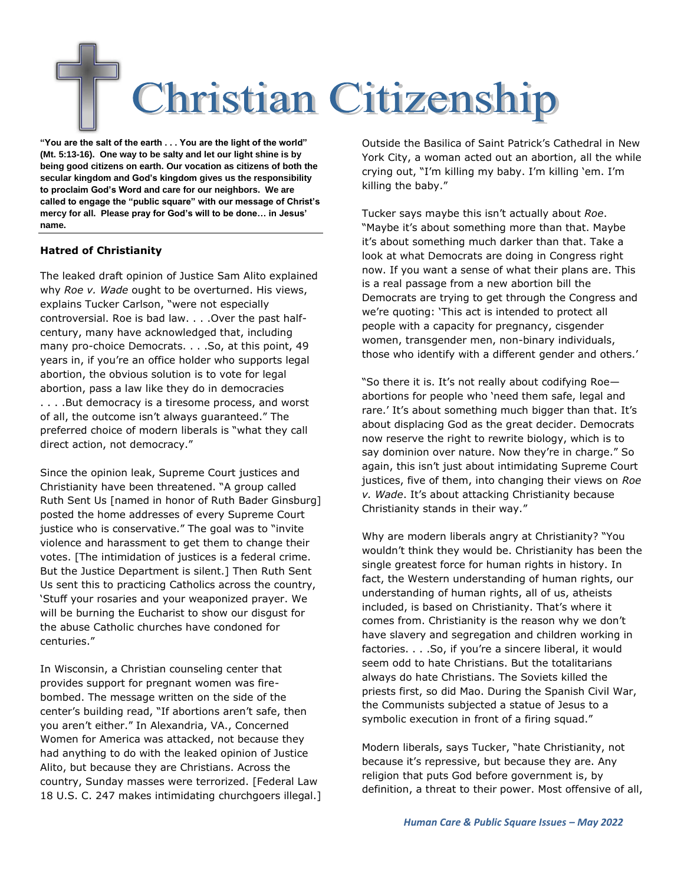# Christian Citizenship

**"You are the salt of the earth . . . You are the light of the world" (Mt. 5:13-16). One way to be salty and let our light shine is by being good citizens on earth. Our vocation as citizens of both the secular kingdom and God's kingdom gives us the responsibility to proclaim God's Word and care for our neighbors. We are called to engage the "public square" with our message of Christ's mercy for all. Please pray for God's will to be done… in Jesus' name.**

---

**Hatred of Christianity**

The leaked draft opinion of Justice Sam Alito explained why *Roe v. Wade* ought to be overturned. His views, explains Tucker Carlson, "were not especially controversial. Roe is bad law. . . .Over the past half-century, many have acknowledged that, including many pro-choice Democrats. . . .So, at this point, 49 years in, if you're an office holder who supports legal abortion, the obvious solution is to vote for legal abortion, pass a law like they do in democracies . . . .But democracy is a tiresome process, and worst of all, the outcome isn't always guaranteed." The preferred choice of modern liberals is "what they call direct action, not democracy."

Since the opinion leak, Supreme Court justices and Christianity have been threatened. "A group called Ruth Sent Us [named in honor of Ruth Bader Ginsburg] posted the home addresses of every Supreme Court justice who is conservative." The goal was to "invite violence and harassment to get them to change their votes. [The intimidation of justices is a federal crime. But the Justice Department is silent.] Then Ruth Sent Us sent this to practicing Catholics across the country, 'Stuff your rosaries and your weaponized prayer. We will be burning the Eucharist to show our disgust for the abuse Catholic churches have condoned for centuries."

In Wisconsin, a Christian counseling center that provides support for pregnant women was fire-bombed. The message written on the side of the center's building read, "If abortions aren't safe, then you aren't either." In Alexandria, VA., Concerned Women for America was attacked, not because they had anything to do with the leaked opinion of Justice Alito, but because they are Christians. Across the country, Sunday masses were terrorized. [Federal Law 18 U.S. C. 247 makes intimidating churchgoers illegal.]

Outside the Basilica of Saint Patrick's Cathedral in New York City, a woman acted out an abortion, all the while crying out, "I'm killing my baby. I'm killing 'em. I'm killing the baby."

Tucker says maybe this isn't actually about *Roe*. "Maybe it's about something more than that. Maybe it's about something much darker than that. Take a look at what Democrats are doing in Congress right now. If you want a sense of what their plans are. This is a real passage from a new abortion bill the Democrats are trying to get through the Congress and we're quoting: 'This act is intended to protect all people with a capacity for pregnancy, cisgender women, transgender men, non-binary individuals, those who identify with a different gender and others.'

"So there it is. It's not really about codifying Roe—abortions for people who 'need them safe, legal and rare.' It's about something much bigger than that. It's about displacing God as the great decider. Democrats now reserve the right to rewrite biology, which is to say dominion over nature. Now they're in charge." So again, this isn't just about intimidating Supreme Court justices, five of them, into changing their views on *Roe v. Wade*. It's about attacking Christianity because Christianity stands in their way."

Why are modern liberals angry at Christianity? "You wouldn't think they would be. Christianity has been the single greatest force for human rights in history. In fact, the Western understanding of human rights, our understanding of human rights, all of us, atheists included, is based on Christianity. That's where it comes from. Christianity is the reason why we don't have slavery and segregation and children working in factories. . . .So, if you're a sincere liberal, it would seem odd to hate Christians. But the totalitarians always do hate Christians. The Soviets killed the priests first, so did Mao. During the Spanish Civil War, the Communists subjected a statue of Jesus to a symbolic execution in front of a firing squad."

Modern liberals, says Tucker, "hate Christianity, not because it's repressive, but because they are. Any religion that puts God before government is, by definition, a threat to their power. Most offensive of all,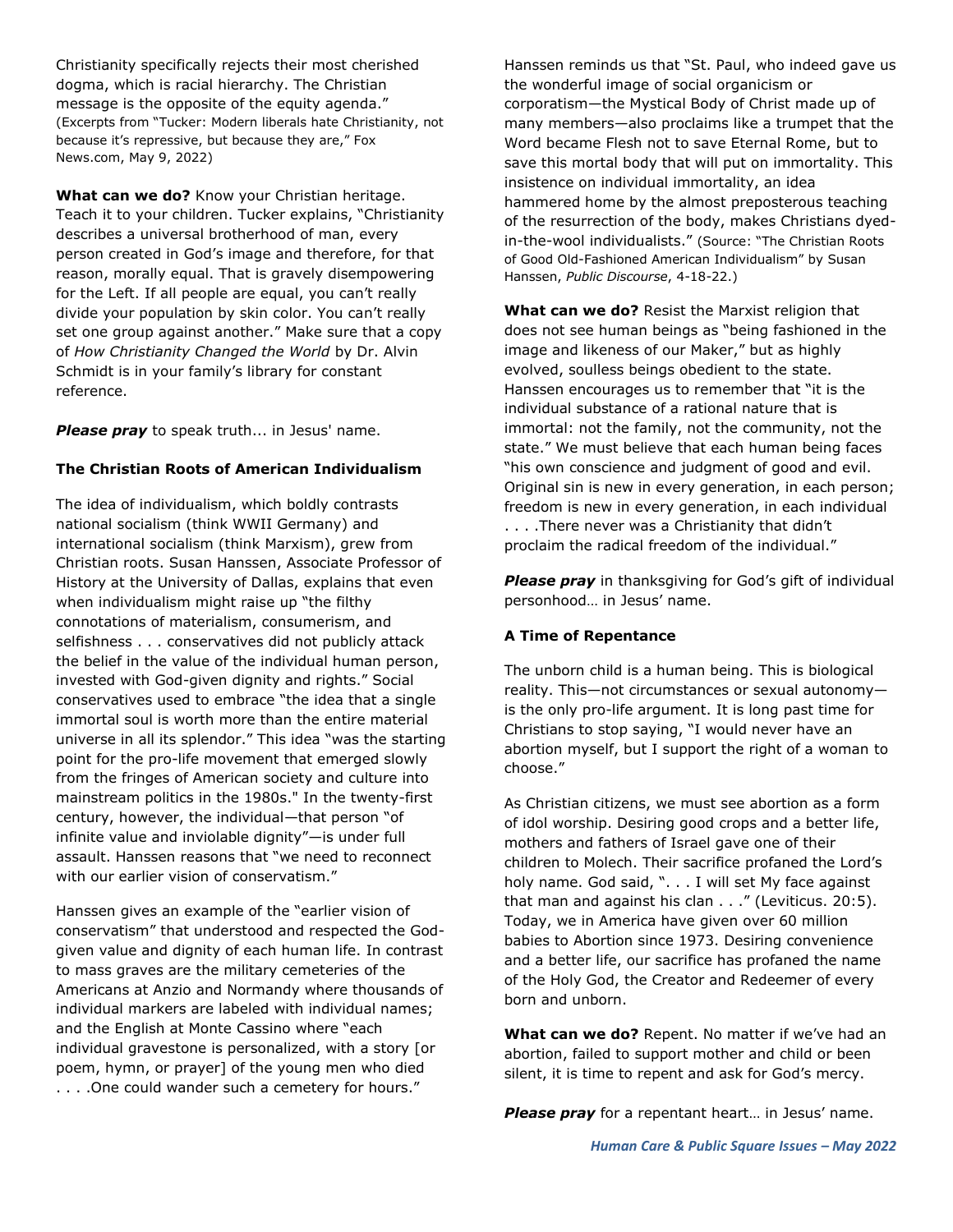Christianity specifically rejects their most cherished dogma, which is racial hierarchy. The Christian message is the opposite of the equity agenda." (Excerpts from "Tucker: Modern liberals hate Christianity, not because it's repressive, but because they are," Fox News.com, May 9, 2022)

**What can we do?** Know your Christian heritage. Teach it to your children. Tucker explains, "Christianity describes a universal brotherhood of man, every person created in God's image and therefore, for that reason, morally equal. That is gravely disempowering for the Left. If all people are equal, you can't really divide your population by skin color. You can't really set one group against another." Make sure that a copy of *How Christianity Changed the World* by Dr. Alvin Schmidt is in your family's library for constant reference.

***Please pray*** to speak truth... in Jesus' name.

**The Christian Roots of American Individualism**

The idea of individualism, which boldly contrasts national socialism (think WWII Germany) and international socialism (think Marxism), grew from Christian roots. Susan Hanssen, Associate Professor of History at the University of Dallas, explains that even when individualism might raise up "the filthy connotations of materialism, consumerism, and selfishness . . . conservatives did not publicly attack the belief in the value of the individual human person, invested with God-given dignity and rights." Social conservatives used to embrace "the idea that a single immortal soul is worth more than the entire material universe in all its splendor." This idea "was the starting point for the pro-life movement that emerged slowly from the fringes of American society and culture into mainstream politics in the 1980s." In the twenty-first century, however, the individual—that person "of infinite value and inviolable dignity"—is under full assault. Hanssen reasons that "we need to reconnect with our earlier vision of conservatism."

Hanssen gives an example of the "earlier vision of conservatism" that understood and respected the God-given value and dignity of each human life. In contrast to mass graves are the military cemeteries of the Americans at Anzio and Normandy where thousands of individual markers are labeled with individual names; and the English at Monte Cassino where "each individual gravestone is personalized, with a story [or poem, hymn, or prayer] of the young men who died . . . .One could wander such a cemetery for hours."

Hanssen reminds us that "St. Paul, who indeed gave us the wonderful image of social organicism or corporatism—the Mystical Body of Christ made up of many members—also proclaims like a trumpet that the Word became Flesh not to save Eternal Rome, but to save this mortal body that will put on immortality. This insistence on individual immortality, an idea hammered home by the almost preposterous teaching of the resurrection of the body, makes Christians dyed-in-the-wool individualists." (Source: "The Christian Roots of Good Old-Fashioned American Individualism" by Susan Hanssen, *Public Discourse*, 4-18-22.)

**What can we do?** Resist the Marxist religion that does not see human beings as "being fashioned in the image and likeness of our Maker," but as highly evolved, soulless beings obedient to the state. Hanssen encourages us to remember that "it is the individual substance of a rational nature that is immortal: not the family, not the community, not the state." We must believe that each human being faces "his own conscience and judgment of good and evil. Original sin is new in every generation, in each person; freedom is new in every generation, in each individual . . . .There never was a Christianity that didn't proclaim the radical freedom of the individual."

***Please pray*** in thanksgiving for God's gift of individual personhood… in Jesus' name.

**A Time of Repentance**

The unborn child is a human being. This is biological reality. This—not circumstances or sexual autonomy—is the only pro-life argument. It is long past time for Christians to stop saying, "I would never have an abortion myself, but I support the right of a woman to choose."

As Christian citizens, we must see abortion as a form of idol worship. Desiring good crops and a better life, mothers and fathers of Israel gave one of their children to Molech. Their sacrifice profaned the Lord's holy name. God said, ". . . I will set My face against that man and against his clan . . ." (Leviticus. 20:5). Today, we in America have given over 60 million babies to Abortion since 1973. Desiring convenience and a better life, our sacrifice has profaned the name of the Holy God, the Creator and Redeemer of every born and unborn.

**What can we do?** Repent. No matter if we've had an abortion, failed to support mother and child or been silent, it is time to repent and ask for God's mercy.

***Please pray*** for a repentant heart… in Jesus' name.